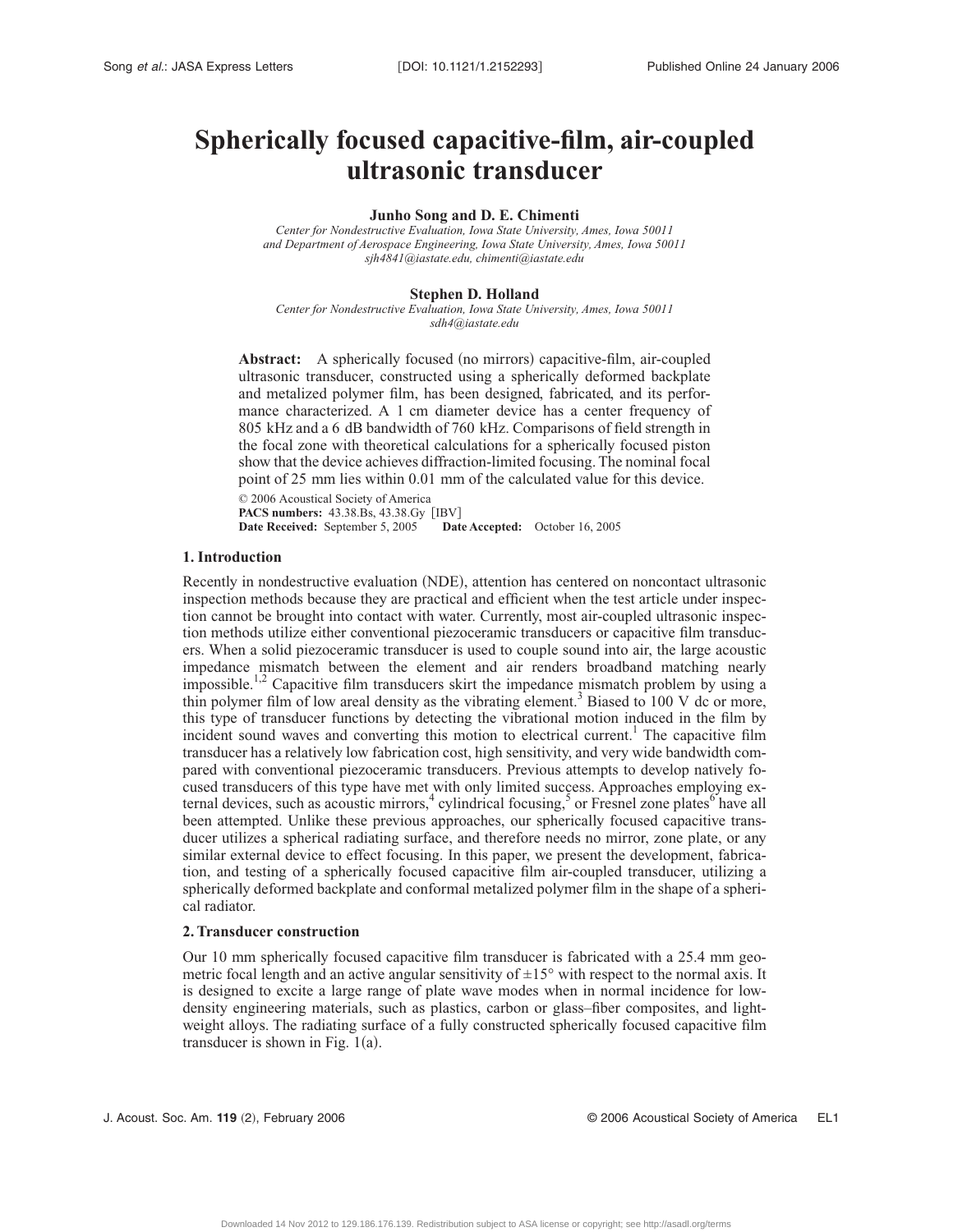# Spherically focused capacitive-film, air-coupled ultrasonic transducer

**Junho Song and D. E. Chimenti**

*Center for Nondestructive Evaluation, Iowa State University, Ames, Iowa 50011*
*and Department of Aerospace Engineering, Iowa State University, Ames, Iowa 50011*
*sjh4841@iastate.edu, chimenti@iastate.edu*

**Stephen D. Holland**

*Center for Nondestructive Evaluation, Iowa State University, Ames, Iowa 50011*
*sdh4@iastate.edu*

**Abstract:** A spherically focused (no mirrors) capacitive-film, air-coupled ultrasonic transducer, constructed using a spherically deformed backplate and metalized polymer film, has been designed, fabricated, and its performance characterized. A 1 cm diameter device has a center frequency of 805 kHz and a 6 dB bandwidth of 760 kHz. Comparisons of field strength in the focal zone with theoretical calculations for a spherically focused piston show that the device achieves diffraction-limited focusing. The nominal focal point of 25 mm lies within 0.01 mm of the calculated value for this device.

© 2006 Acoustical Society of America
**PACS numbers:** 43.38.Bs, 43.38.Gy [IBV]
**Date Received:** September 5, 2005 **Date Accepted:** October 16, 2005

## 1. Introduction

Recently in nondestructive evaluation (NDE), attention has centered on noncontact ultrasonic inspection methods because they are practical and efficient when the test article under inspection cannot be brought into contact with water. Currently, most air-coupled ultrasonic inspection methods utilize either conventional piezoceramic transducers or capacitive film transducers. When a solid piezoceramic transducer is used to couple sound into air, the large acoustic impedance mismatch between the element and air renders broadband matching nearly impossible.[1,2] Capacitive film transducers skirt the impedance mismatch problem by using a thin polymer film of low areal density as the vibrating element.[3] Biased to 100 V dc or more, this type of transducer functions by detecting the vibrational motion induced in the film by incident sound waves and converting this motion to electrical current.[1] The capacitive film transducer has a relatively low fabrication cost, high sensitivity, and very wide bandwidth compared with conventional piezoceramic transducers. Previous attempts to develop natively focused transducers of this type have met with only limited success. Approaches employing external devices, such as acoustic mirrors,[4] cylindrical focusing,[5] or Fresnel zone plates[6] have all been attempted. Unlike these previous approaches, our spherically focused capacitive transducer utilizes a spherical radiating surface, and therefore needs no mirror, zone plate, or any similar external device to effect focusing. In this paper, we present the development, fabrication, and testing of a spherically focused capacitive film air-coupled transducer, utilizing a spherically deformed backplate and conformal metalized polymer film in the shape of a spherical radiator.

## 2. Transducer construction

Our 10 mm spherically focused capacitive film transducer is fabricated with a 25.4 mm geometric focal length and an active angular sensitivity of ±15° with respect to the normal axis. It is designed to excite a large range of plate wave modes when in normal incidence for low-density engineering materials, such as plastics, carbon or glass–fiber composites, and lightweight alloys. The radiating surface of a fully constructed spherically focused capacitive film transducer is shown in Fig. 1(a).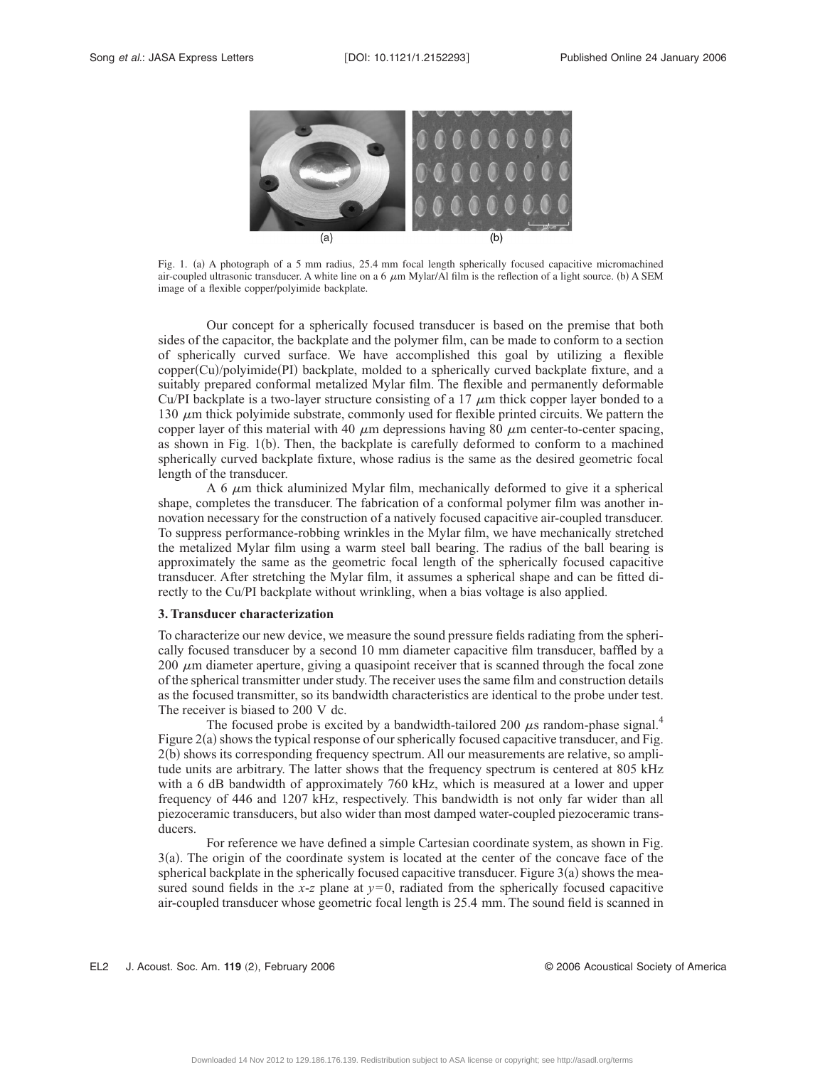(a) (b)

Fig. 1. (a) A photograph of a 5 mm radius, 25.4 mm focal length spherically focused capacitive micromachined air-coupled ultrasonic transducer. A white line on a 6 $\mu$m Mylar/Al film is the reflection of a light source. (b) A SEM image of a flexible copper/polyimide backplate.

Our concept for a spherically focused transducer is based on the premise that both sides of the capacitor, the backplate and the polymer film, can be made to conform to a section of spherically curved surface. We have accomplished this goal by utilizing a flexible copper(Cu)/polyimide(PI) backplate, molded to a spherically curved backplate fixture, and a suitably prepared conformal metalized Mylar film. The flexible and permanently deformable Cu/PI backplate is a two-layer structure consisting of a 17 $\mu$m thick copper layer bonded to a 130 $\mu$m thick polyimide substrate, commonly used for flexible printed circuits. We pattern the copper layer of this material with 40 $\mu$m depressions having 80 $\mu$m center-to-center spacing, as shown in Fig. 1(b). Then, the backplate is carefully deformed to conform to a machined spherically curved backplate fixture, whose radius is the same as the desired geometric focal length of the transducer.

A 6 $\mu$m thick aluminized Mylar film, mechanically deformed to give it a spherical shape, completes the transducer. The fabrication of a conformal polymer film was another innovation necessary for the construction of a natively focused capacitive air-coupled transducer. To suppress performance-robbing wrinkles in the Mylar film, we have mechanically stretched the metalized Mylar film using a warm steel ball bearing. The radius of the ball bearing is approximately the same as the geometric focal length of the spherically focused capacitive transducer. After stretching the Mylar film, it assumes a spherical shape and can be fitted directly to the Cu/PI backplate without wrinkling, when a bias voltage is also applied.

### 3. Transducer characterization

To characterize our new device, we measure the sound pressure fields radiating from the spherically focused transducer by a second 10 mm diameter capacitive film transducer, baffled by a 200 $\mu$m diameter aperture, giving a quasipoint receiver that is scanned through the focal zone of the spherical transmitter under study. The receiver uses the same film and construction details as the focused transmitter, so its bandwidth characteristics are identical to the probe under test. The receiver is biased to 200 V dc.

The focused probe is excited by a bandwidth-tailored 200 $\mu$s random-phase signal.[4] Figure 2(a) shows the typical response of our spherically focused capacitive transducer, and Fig. 2(b) shows its corresponding frequency spectrum. All our measurements are relative, so amplitude units are arbitrary. The latter shows that the frequency spectrum is centered at 805 kHz with a 6 dB bandwidth of approximately 760 kHz, which is measured at a lower and upper frequency of 446 and 1207 kHz, respectively. This bandwidth is not only far wider than all piezoceramic transducers, but also wider than most damped water-coupled piezoceramic transducers.

For reference we have defined a simple Cartesian coordinate system, as shown in Fig. 3(a). The origin of the coordinate system is located at the center of the concave face of the spherical backplate in the spherically focused capacitive transducer. Figure 3(a) shows the measured sound fields in the $x$-$z$ plane at $y=0$, radiated from the spherically focused capacitive air-coupled transducer whose geometric focal length is 25.4 mm. The sound field is scanned in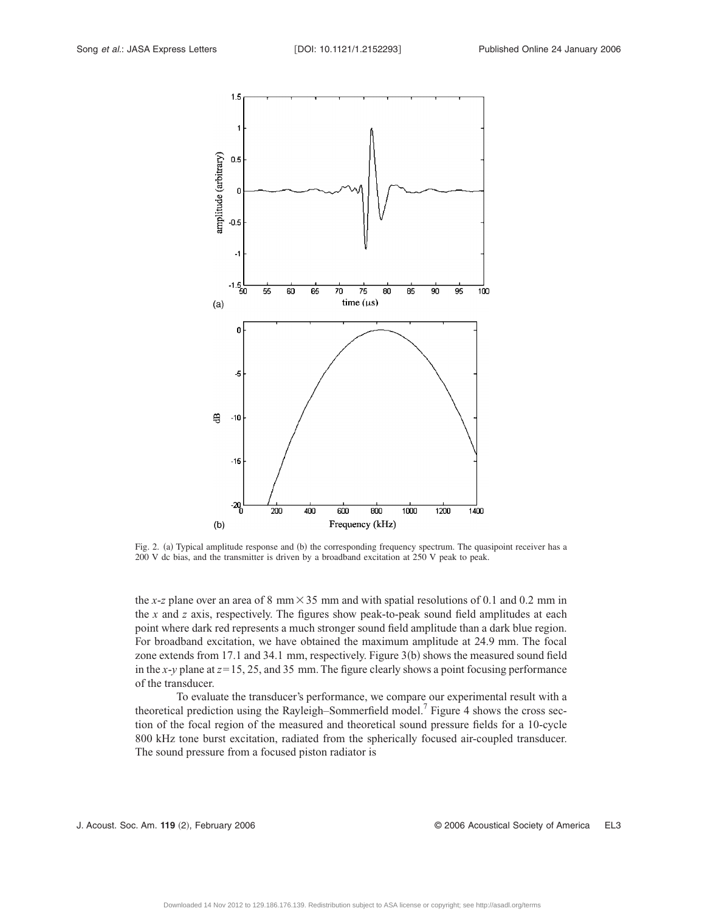Fig. 2. (a) Typical amplitude response and (b) the corresponding frequency spectrum. The quasipoint receiver has a 200 V dc bias, and the transmitter is driven by a broadband excitation at 250 V peak to peak.

the *x*-*z* plane over an area of 8 mm × 35 mm and with spatial resolutions of 0.1 and 0.2 mm in the *x* and *z* axis, respectively. The figures show peak-to-peak sound field amplitudes at each point where dark red represents a much stronger sound field amplitude than a dark blue region. For broadband excitation, we have obtained the maximum amplitude at 24.9 mm. The focal zone extends from 17.1 and 34.1 mm, respectively. Figure 3(b) shows the measured sound field in the *x*-*y* plane at $z = 15$, 25, and 35 mm. The figure clearly shows a point focusing performance of the transducer.

To evaluate the transducer's performance, we compare our experimental result with a theoretical prediction using the Rayleigh–Sommerfield model.[7] Figure 4 shows the cross section of the focal region of the measured and theoretical sound pressure fields for a 10-cycle 800 kHz tone burst excitation, radiated from the spherically focused air-coupled transducer. The sound pressure from a focused piston radiator is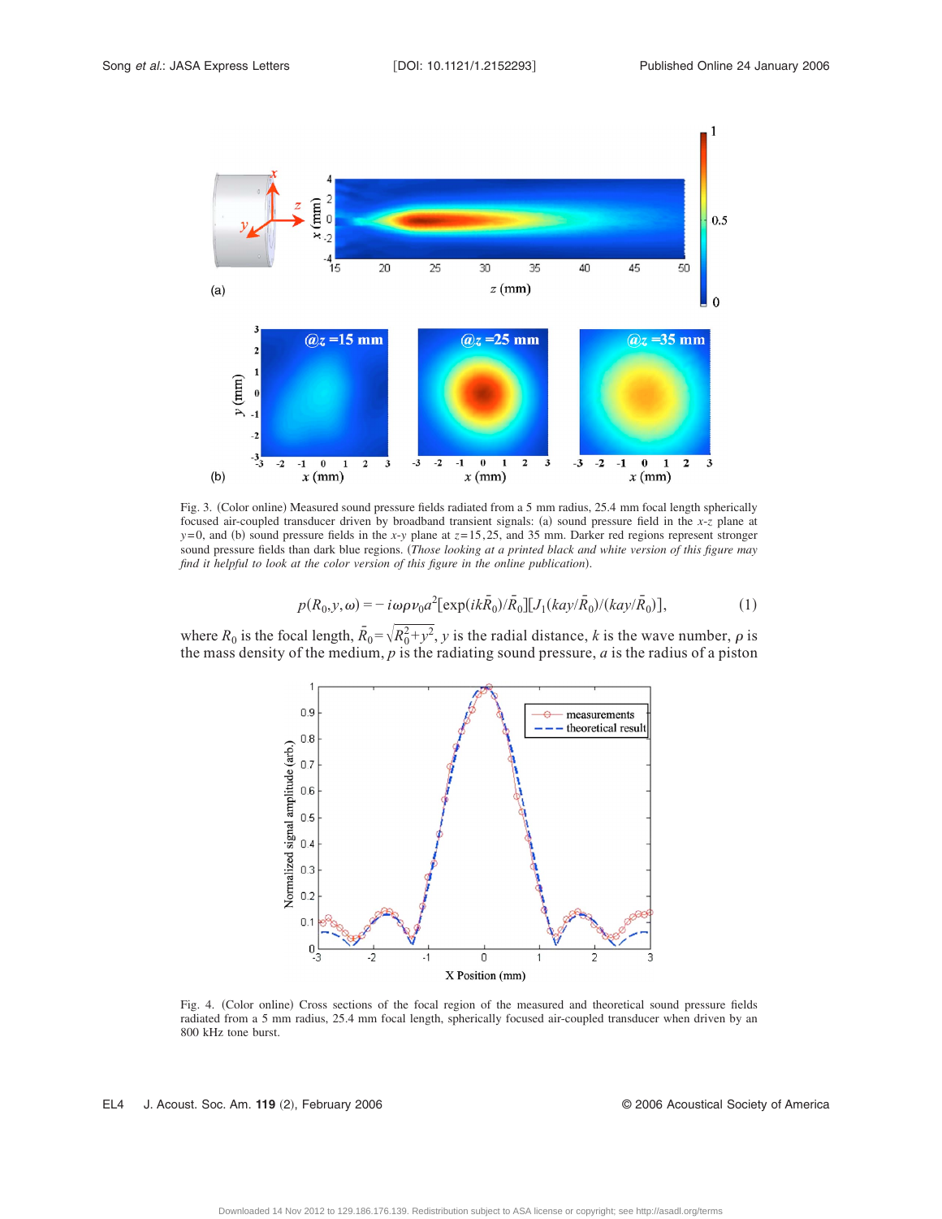Fig. 3. (Color online) Measured sound pressure fields radiated from a 5 mm radius, 25.4 mm focal length spherically focused air-coupled transducer driven by broadband transient signals: (a) sound pressure field in the $x$-$z$ plane at $y=0$, and (b) sound pressure fields in the $x$-$y$ plane at $z=15,25$, and 35 mm. Darker red regions represent stronger sound pressure fields than dark blue regions. (*Those looking at a printed black and white version of this figure may find it helpful to look at the color version of this figure in the online publication*).

$$p(R_0,y,\omega) = -i\omega\rho v_0 a^2[\exp(ik\bar{R}_0)/\bar{R}_0][J_1(kay/\bar{R}_0)/(kay/\bar{R}_0)], \tag{1}$$

where $R_0$ is the focal length, $\bar{R}_0=\sqrt{R_0^2+y^2}$, $y$ is the radial distance, $k$ is the wave number, $\rho$ is the mass density of the medium, $p$ is the radiating sound pressure, $a$ is the radius of a piston

Fig. 4. (Color online) Cross sections of the focal region of the measured and theoretical sound pressure fields radiated from a 5 mm radius, 25.4 mm focal length, spherically focused air-coupled transducer when driven by an 800 kHz tone burst.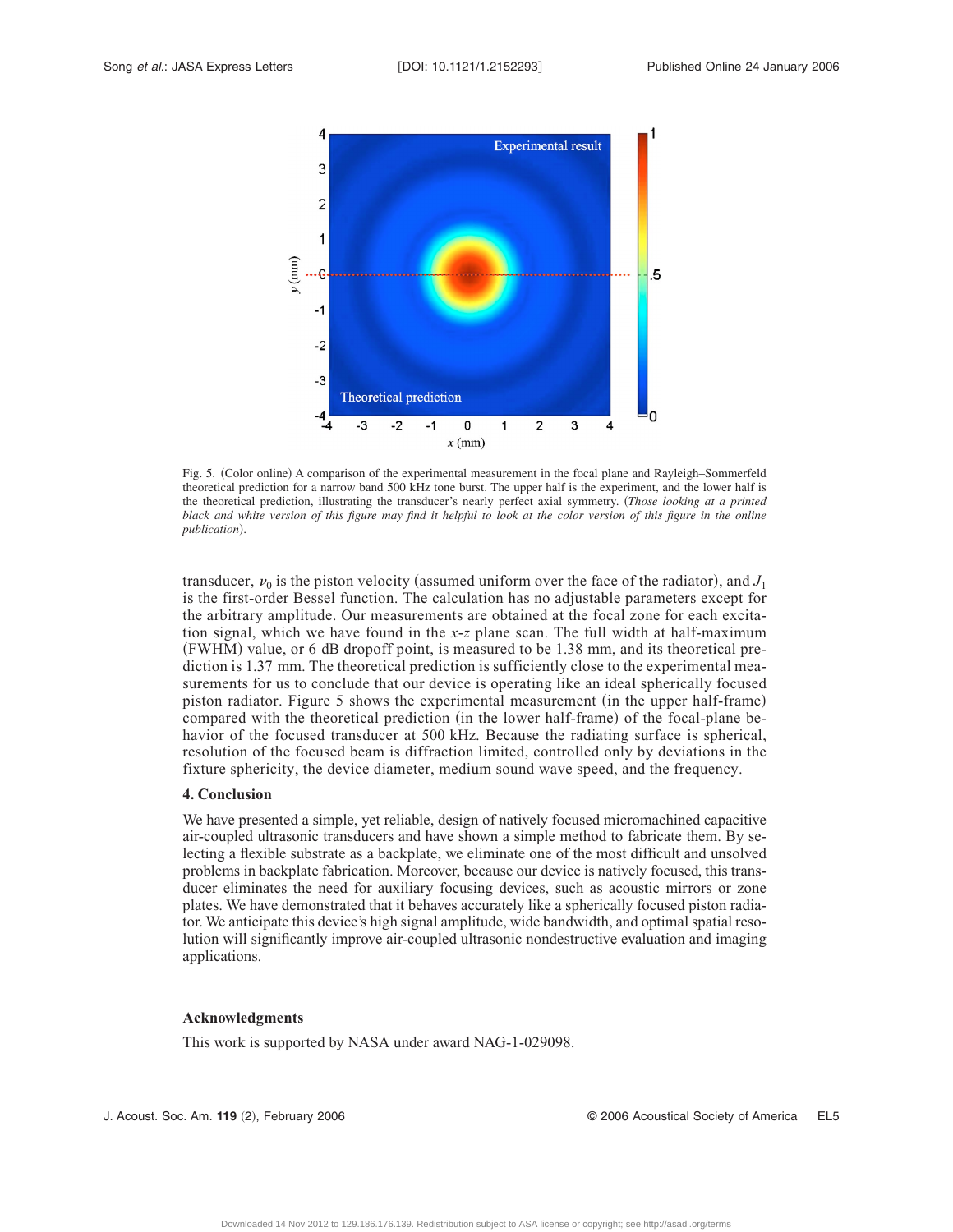Fig. 5. (Color online) A comparison of the experimental measurement in the focal plane and Rayleigh–Sommerfeld theoretical prediction for a narrow band 500 kHz tone burst. The upper half is the experiment, and the lower half is the theoretical prediction, illustrating the transducer's nearly perfect axial symmetry. (*Those looking at a printed black and white version of this figure may find it helpful to look at the color version of this figure in the online publication*).

transducer, $v_0$ is the piston velocity (assumed uniform over the face of the radiator), and $J_1$ is the first-order Bessel function. The calculation has no adjustable parameters except for the arbitrary amplitude. Our measurements are obtained at the focal zone for each excitation signal, which we have found in the *x*-*z* plane scan. The full width at half-maximum (FWHM) value, or 6 dB dropoff point, is measured to be 1.38 mm, and its theoretical prediction is 1.37 mm. The theoretical prediction is sufficiently close to the experimental measurements for us to conclude that our device is operating like an ideal spherically focused piston radiator. Figure 5 shows the experimental measurement (in the upper half-frame) compared with the theoretical prediction (in the lower half-frame) of the focal-plane behavior of the focused transducer at 500 kHz. Because the radiating surface is spherical, resolution of the focused beam is diffraction limited, controlled only by deviations in the fixture sphericity, the device diameter, medium sound wave speed, and the frequency.

## 4. Conclusion

We have presented a simple, yet reliable, design of natively focused micromachined capacitive air-coupled ultrasonic transducers and have shown a simple method to fabricate them. By selecting a flexible substrate as a backplate, we eliminate one of the most difficult and unsolved problems in backplate fabrication. Moreover, because our device is natively focused, this transducer eliminates the need for auxiliary focusing devices, such as acoustic mirrors or zone plates. We have demonstrated that it behaves accurately like a spherically focused piston radiator. We anticipate this device's high signal amplitude, wide bandwidth, and optimal spatial resolution will significantly improve air-coupled ultrasonic nondestructive evaluation and imaging applications.

## Acknowledgments

This work is supported by NASA under award NAG-1-029098.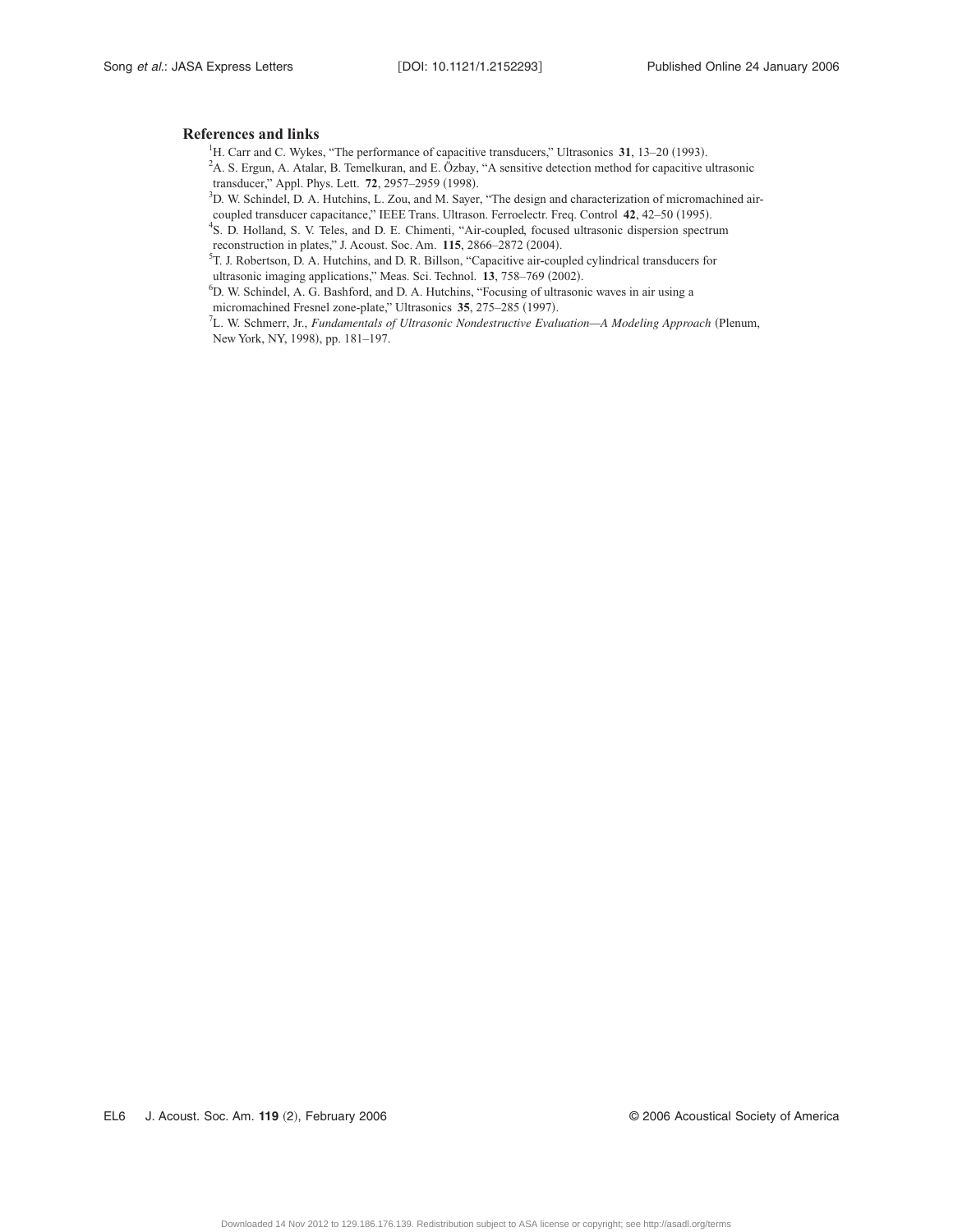## References and links

[1] H. Carr and C. Wykes, "The performance of capacitive transducers," Ultrasonics **31**, 13–20 (1993).

[2] A. S. Ergun, A. Atalar, B. Temelkuran, and E. Özbay, "A sensitive detection method for capacitive ultrasonic transducer," Appl. Phys. Lett. **72**, 2957–2959 (1998).

[3] D. W. Schindel, D. A. Hutchins, L. Zou, and M. Sayer, "The design and characterization of micromachined air-coupled transducer capacitance," IEEE Trans. Ultrason. Ferroelectr. Freq. Control **42**, 42–50 (1995).

[4] S. D. Holland, S. V. Teles, and D. E. Chimenti, "Air-coupled, focused ultrasonic dispersion spectrum reconstruction in plates," J. Acoust. Soc. Am. **115**, 2866–2872 (2004).

[5] T. J. Robertson, D. A. Hutchins, and D. R. Billson, "Capacitive air-coupled cylindrical transducers for ultrasonic imaging applications," Meas. Sci. Technol. **13**, 758–769 (2002).

[6] D. W. Schindel, A. G. Bashford, and D. A. Hutchins, "Focusing of ultrasonic waves in air using a micromachined Fresnel zone-plate," Ultrasonics **35**, 275–285 (1997).

[7] L. W. Schmerr, Jr., *Fundamentals of Ultrasonic Nondestructive Evaluation—A Modeling Approach* (Plenum, New York, NY, 1998), pp. 181–197.